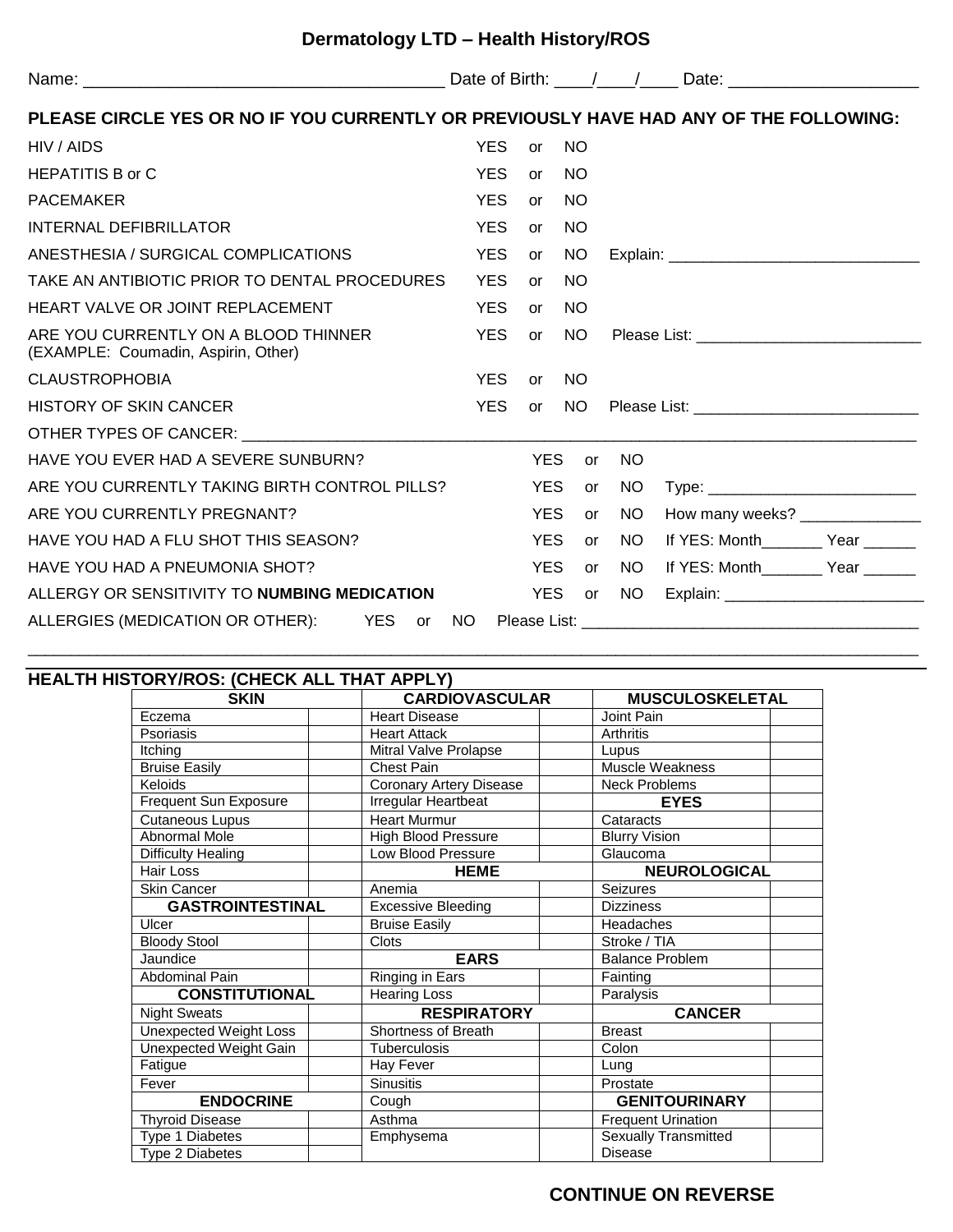# Dermatology LTD – Health History/ROS

Name: ______________________________________ Date of Birth: ____/____/____ Date: ____________________

**PLEASE CIRCLE YES OR NO IF YOU CURRENTLY OR PREVIOUSLY HAVE HAD ANY OF THE FOLLOWING:**

HIV / AIDS YES or NO

HEPATITIS B or C YES or NO

PACEMAKER YES or NO

INTERNAL DEFIBRILLATOR YES or NO

ANESTHESIA / SURGICAL COMPLICATIONS YES or NO Explain: ____________________________

TAKE AN ANTIBIOTIC PRIOR TO DENTAL PROCEDURES YES or NO

HEART VALVE OR JOINT REPLACEMENT YES or NO

ARE YOU CURRENTLY ON A BLOOD THINNER (EXAMPLE: Coumadin, Aspirin, Other) YES or NO Please List: __________________________

CLAUSTROPHOBIA YES or NO

HISTORY OF SKIN CANCER YES or NO Please List: __________________________

OTHER TYPES OF CANCER: ________________________________________________________________________________

HAVE YOU EVER HAD A SEVERE SUNBURN? YES or NO

ARE YOU CURRENTLY TAKING BIRTH CONTROL PILLS? YES or NO Type: ________________________

ARE YOU CURRENTLY PREGNANT? YES or NO How many weeks? ______________

HAVE YOU HAD A FLU SHOT THIS SEASON? YES or NO If YES: Month_______ Year ______

HAVE YOU HAD A PNEUMONIA SHOT? YES or NO If YES: Month_______ Year ______

ALLERGY OR SENSITIVITY TO **NUMBING MEDICATION** YES or NO Explain: _______________________

ALLERGIES (MEDICATION OR OTHER): YES or NO Please List: ______________________________________

____________________________________________________________________________________________

## HEALTH HISTORY/ROS: (CHECK ALL THAT APPLY)

| SKIN | | CARDIOVASCULAR | | MUSCULOSKELETAL | |
|---|---|---|---|---|---|
| Eczema | | Heart Disease | | Joint Pain | |
| Psoriasis | | Heart Attack | | Arthritis | |
| Itching | | Mitral Valve Prolapse | | Lupus | |
| Bruise Easily | | Chest Pain | | Muscle Weakness | |
| Keloids | | Coronary Artery Disease | | Neck Problems | |
| Frequent Sun Exposure | | Irregular Heartbeat | | **EYES** | |
| Cutaneous Lupus | | Heart Murmur | | Cataracts | |
| Abnormal Mole | | High Blood Pressure | | Blurry Vision | |
| Difficulty Healing | | Low Blood Pressure | | Glaucoma | |
| Hair Loss | | **HEME** | | **NEUROLOGICAL** | |
| Skin Cancer | | Anemia | | Seizures | |
| **GASTROINTESTINAL** | | Excessive Bleeding | | Dizziness | |
| Ulcer | | Bruise Easily | | Headaches | |
| Bloody Stool | | Clots | | Stroke / TIA | |
| Jaundice | | **EARS** | | Balance Problem | |
| Abdominal Pain | | Ringing in Ears | | Fainting | |
| **CONSTITUTIONAL** | | Hearing Loss | | Paralysis | |
| Night Sweats | | **RESPIRATORY** | | **CANCER** | |
| Unexpected Weight Loss | | Shortness of Breath | | Breast | |
| Unexpected Weight Gain | | Tuberculosis | | Colon | |
| Fatigue | | Hay Fever | | Lung | |
| Fever | | Sinusitis | | Prostate | |
| **ENDOCRINE** | | Cough | | **GENITOURINARY** | |
| Thyroid Disease | | Asthma | | Frequent Urination | |
| Type 1 Diabetes | | Emphysema | | Sexually Transmitted Disease | |
| Type 2 Diabetes | | | | | |

**CONTINUE ON REVERSE**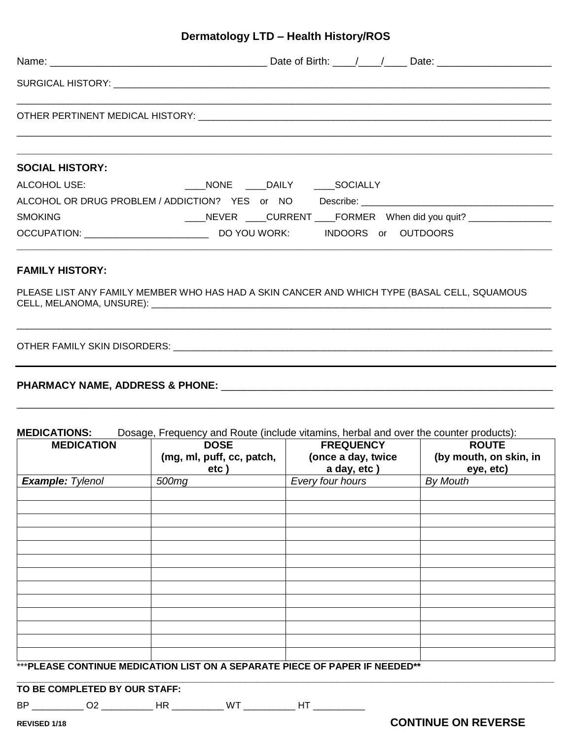# Dermatology LTD – Health History/ROS

Name: ______________________________________ Date of Birth: ____/____/____ Date: ____________________

SURGICAL HISTORY: ___________________________________________________________________________________

_____________________________________________________________________________________________________

OTHER PERTINENT MEDICAL HISTORY: ____________________________________________________________________

_____________________________________________________________________________________________________

_____________________________________________________________________________________________________

## SOCIAL HISTORY:

ALCOHOL USE: ____NONE ____DAILY ____SOCIALLY

ALCOHOL OR DRUG PROBLEM / ADDICTION? YES or NO Describe: _____________________________________

SMOKING ____NEVER ____CURRENT ____FORMER When did you quit? ________________

OCCUPATION: ________________________ DO YOU WORK: INDOORS or OUTDOORS

## FAMILY HISTORY:

PLEASE LIST ANY FAMILY MEMBER WHO HAS HAD A SKIN CANCER AND WHICH TYPE (BASAL CELL, SQUAMOUS CELL, MELANOMA, UNSURE): ______________________________________________________________________

_____________________________________________________________________________________________________

OTHER FAMILY SKIN DISORDERS: ______________________________________________________________________

**PHARMACY NAME, ADDRESS & PHONE:** ___________________________________________________________

_____________________________________________________________________________________________________

**MEDICATIONS:** Dosage, Frequency and Route (include vitamins, herbal and over the counter products):

| MEDICATION | DOSE (mg, ml, puff, cc, patch, etc ) | FREQUENCY (once a day, twice a day, etc ) | ROUTE (by mouth, on skin, in eye, etc) |
|---|---|---|---|
| ***Example:*** *Tylenol* | *500mg* | *Every four hours* | *By Mouth* |
| | | | |
| | | | |
| | | | |
| | | | |
| | | | |
| | | | |
| | | | |
| | | | |
| | | | |
| | | | |
| | | | |
| | | | |
| | | | |

\*\*\***PLEASE CONTINUE MEDICATION LIST ON A SEPARATE PIECE OF PAPER IF NEEDED\*\***

**TO BE COMPLETED BY OUR STAFF:**

BP __________ O2 __________ HR __________ WT __________ HT __________

**REVISED 1/18**

**CONTINUE ON REVERSE**